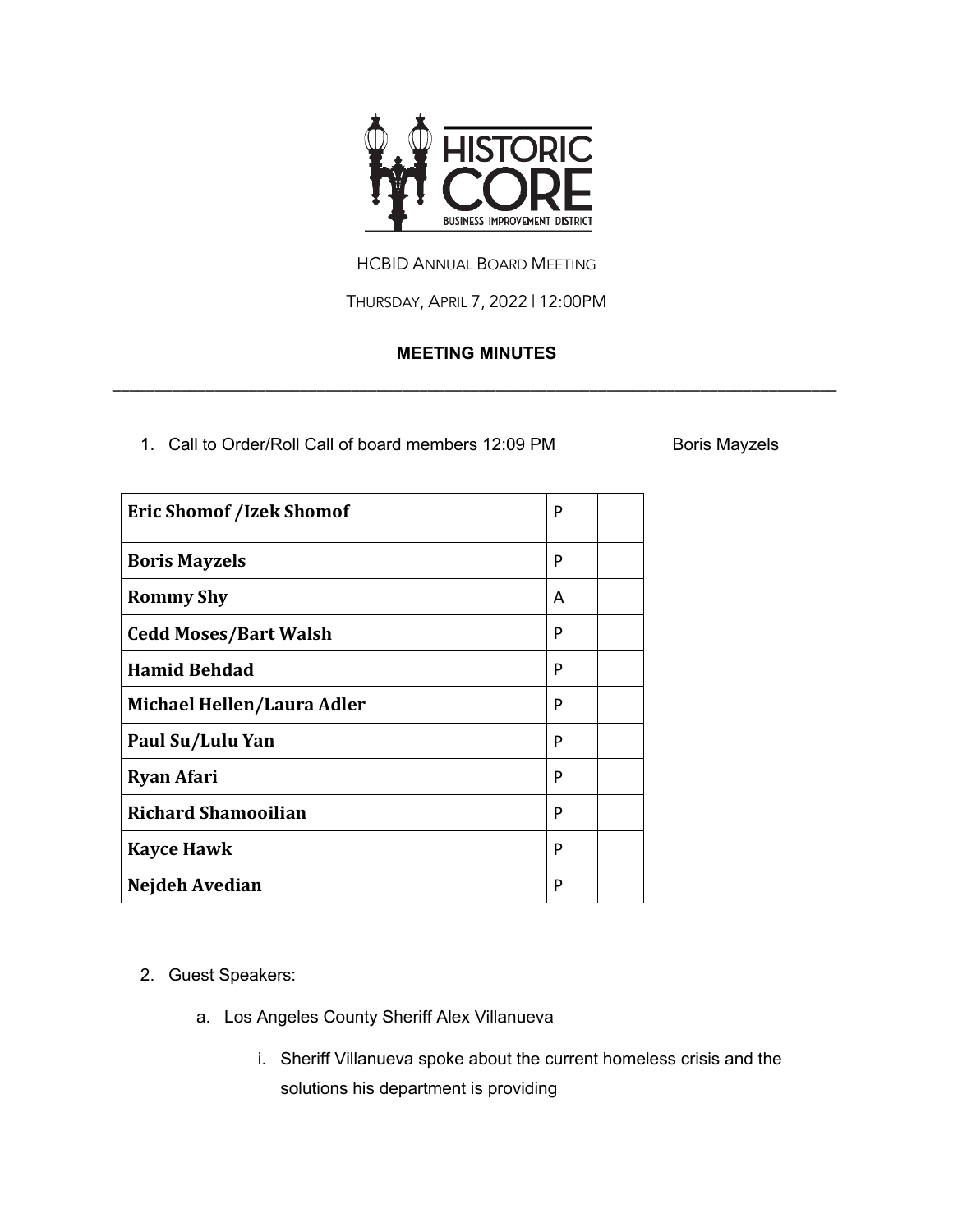HISTORIC CORE

BUSINESS IMPROVEMENT DISTRICT

HCBID ANNUAL BOARD MEETING

THURSDAY, APRIL 7, 2022 | 12:00PM

**MEETING MINUTES**

---

1. Call to Order/Roll Call of board members 12:09 PM Boris Mayzels

| | | |
|---|---|---|
| **Eric Shomof /Izek Shomof** | P | |
| **Boris Mayzels** | P | |
| **Rommy Shy** | A | |
| **Cedd Moses/Bart Walsh** | P | |
| **Hamid Behdad** | P | |
| **Michael Hellen/Laura Adler** | P | |
| **Paul Su/Lulu Yan** | P | |
| **Ryan Afari** | P | |
| **Richard Shamooilian** | P | |
| **Kayce Hawk** | P | |
| **Nejdeh Avedian** | P | |

2. Guest Speakers:
    a. Los Angeles County Sheriff Alex Villanueva
        i. Sheriff Villanueva spoke about the current homeless crisis and the solutions his department is providing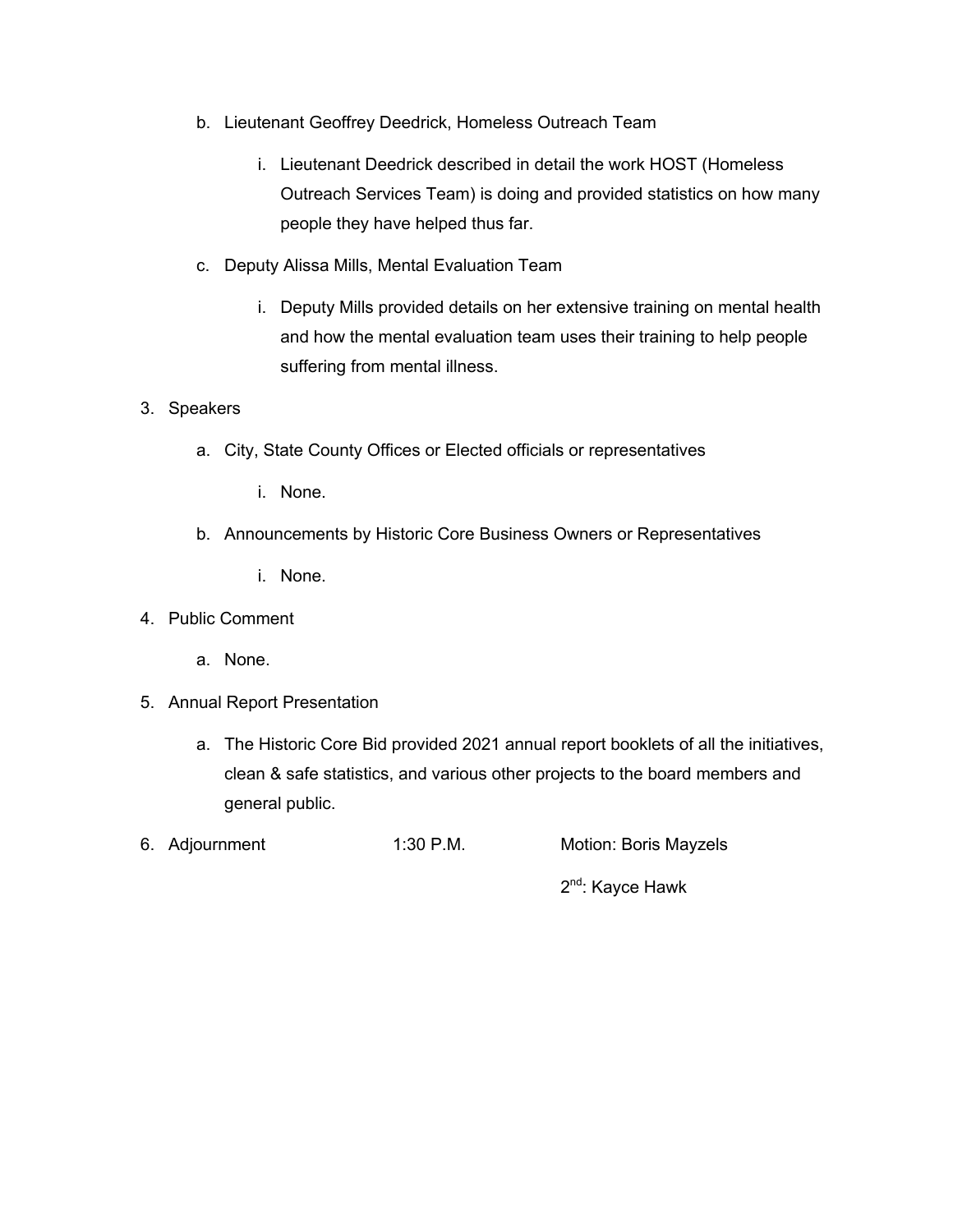b. Lieutenant Geoffrey Deedrick, Homeless Outreach Team

    i. Lieutenant Deedrick described in detail the work HOST (Homeless Outreach Services Team) is doing and provided statistics on how many people they have helped thus far.

c. Deputy Alissa Mills, Mental Evaluation Team

    i. Deputy Mills provided details on her extensive training on mental health and how the mental evaluation team uses their training to help people suffering from mental illness.

3. Speakers

    a. City, State County Offices or Elected officials or representatives

        i. None.

    b. Announcements by Historic Core Business Owners or Representatives

        i. None.

4. Public Comment

    a. None.

5. Annual Report Presentation

    a. The Historic Core Bid provided 2021 annual report booklets of all the initiatives, clean & safe statistics, and various other projects to the board members and general public.

6. Adjournment 1:30 P.M. Motion: Boris Mayzels

    2nd: Kayce Hawk